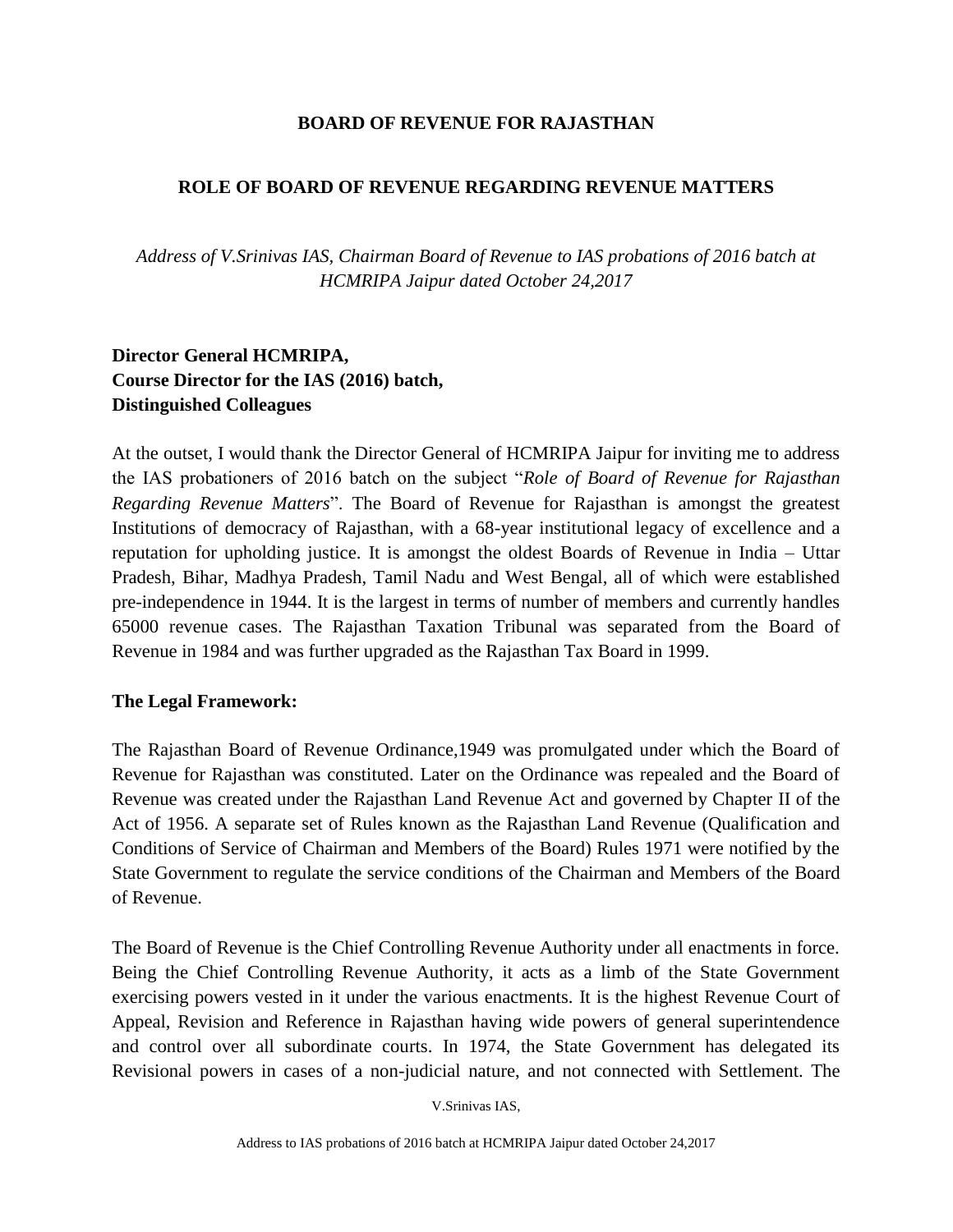# BOARD OF REVENUE FOR RAJASTHAN

## ROLE OF BOARD OF REVENUE REGARDING REVENUE MATTERS

*Address of V.Srinivas IAS, Chairman Board of Revenue to IAS probations of 2016 batch at HCMRIPA Jaipur dated October 24,2017*

**Director General HCMRIPA,**
**Course Director for the IAS (2016) batch,**
**Distinguished Colleagues**

At the outset, I would thank the Director General of HCMRIPA Jaipur for inviting me to address the IAS probationers of 2016 batch on the subject "*Role of Board of Revenue for Rajasthan Regarding Revenue Matters*". The Board of Revenue for Rajasthan is amongst the greatest Institutions of democracy of Rajasthan, with a 68-year institutional legacy of excellence and a reputation for upholding justice. It is amongst the oldest Boards of Revenue in India – Uttar Pradesh, Bihar, Madhya Pradesh, Tamil Nadu and West Bengal, all of which were established pre-independence in 1944. It is the largest in terms of number of members and currently handles 65000 revenue cases. The Rajasthan Taxation Tribunal was separated from the Board of Revenue in 1984 and was further upgraded as the Rajasthan Tax Board in 1999.

**The Legal Framework:**

The Rajasthan Board of Revenue Ordinance,1949 was promulgated under which the Board of Revenue for Rajasthan was constituted. Later on the Ordinance was repealed and the Board of Revenue was created under the Rajasthan Land Revenue Act and governed by Chapter II of the Act of 1956. A separate set of Rules known as the Rajasthan Land Revenue (Qualification and Conditions of Service of Chairman and Members of the Board) Rules 1971 were notified by the State Government to regulate the service conditions of the Chairman and Members of the Board of Revenue.

The Board of Revenue is the Chief Controlling Revenue Authority under all enactments in force. Being the Chief Controlling Revenue Authority, it acts as a limb of the State Government exercising powers vested in it under the various enactments. It is the highest Revenue Court of Appeal, Revision and Reference in Rajasthan having wide powers of general superintendence and control over all subordinate courts. In 1974, the State Government has delegated its Revisional powers in cases of a non-judicial nature, and not connected with Settlement. The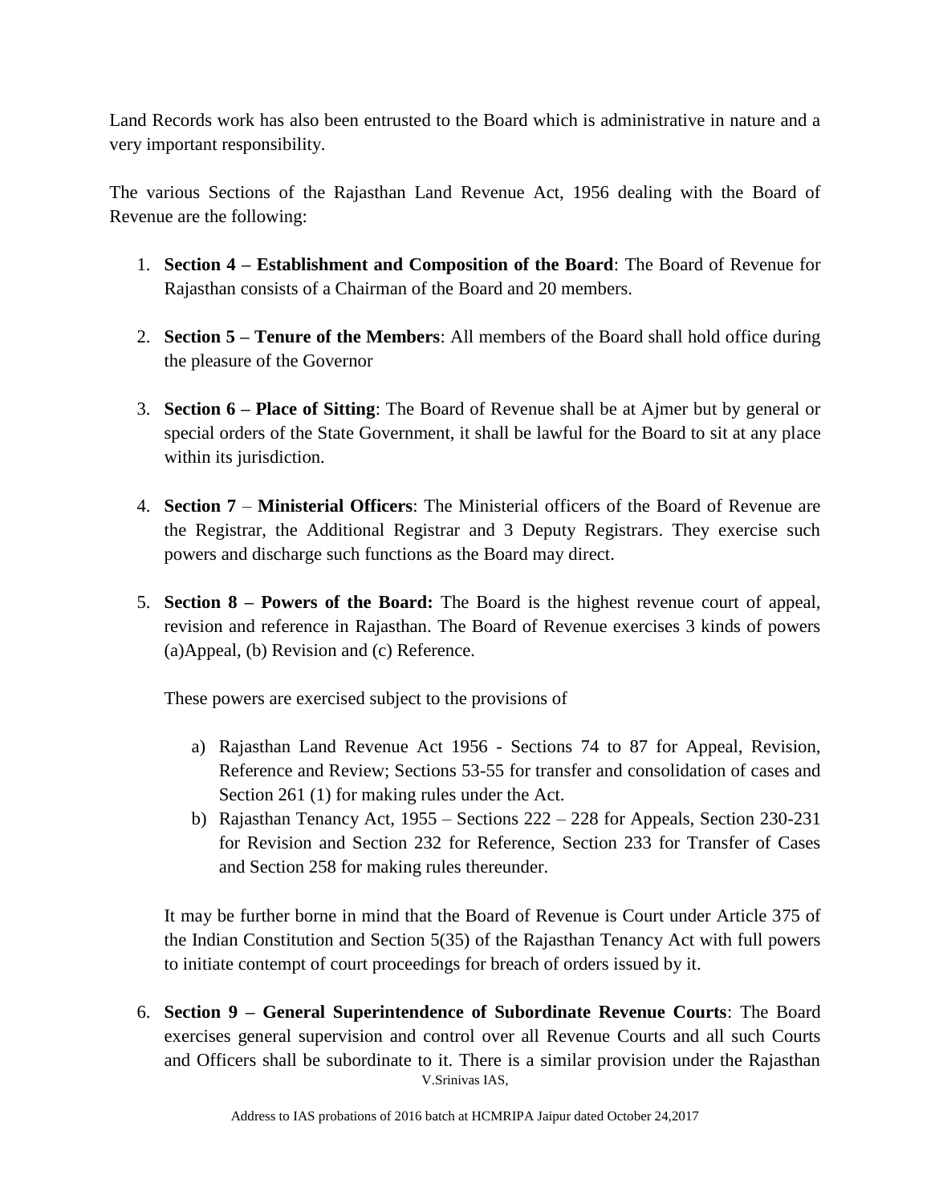Land Records work has also been entrusted to the Board which is administrative in nature and a very important responsibility.

The various Sections of the Rajasthan Land Revenue Act, 1956 dealing with the Board of Revenue are the following:

1. **Section 4 – Establishment and Composition of the Board**: The Board of Revenue for Rajasthan consists of a Chairman of the Board and 20 members.

2. **Section 5 – Tenure of the Members**: All members of the Board shall hold office during the pleasure of the Governor

3. **Section 6 – Place of Sitting**: The Board of Revenue shall be at Ajmer but by general or special orders of the State Government, it shall be lawful for the Board to sit at any place within its jurisdiction.

4. **Section 7** – **Ministerial Officers**: The Ministerial officers of the Board of Revenue are the Registrar, the Additional Registrar and 3 Deputy Registrars. They exercise such powers and discharge such functions as the Board may direct.

5. **Section 8 – Powers of the Board:** The Board is the highest revenue court of appeal, revision and reference in Rajasthan. The Board of Revenue exercises 3 kinds of powers (a)Appeal, (b) Revision and (c) Reference.

   These powers are exercised subject to the provisions of

   a) Rajasthan Land Revenue Act 1956 - Sections 74 to 87 for Appeal, Revision, Reference and Review; Sections 53-55 for transfer and consolidation of cases and Section 261 (1) for making rules under the Act.
   b) Rajasthan Tenancy Act, 1955 – Sections 222 – 228 for Appeals, Section 230-231 for Revision and Section 232 for Reference, Section 233 for Transfer of Cases and Section 258 for making rules thereunder.

   It may be further borne in mind that the Board of Revenue is Court under Article 375 of the Indian Constitution and Section 5(35) of the Rajasthan Tenancy Act with full powers to initiate contempt of court proceedings for breach of orders issued by it.

6. **Section 9 – General Superintendence of Subordinate Revenue Courts**: The Board exercises general supervision and control over all Revenue Courts and all such Courts and Officers shall be subordinate to it. There is a similar provision under the Rajasthan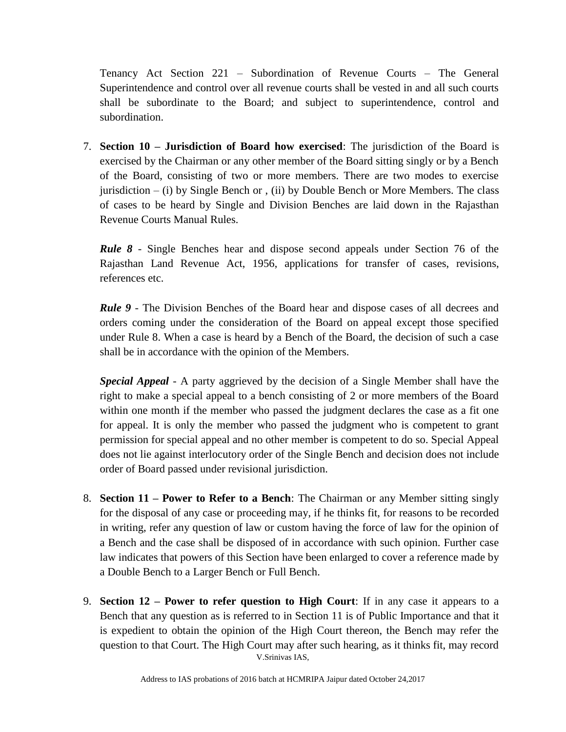Tenancy Act Section 221 – Subordination of Revenue Courts – The General Superintendence and control over all revenue courts shall be vested in and all such courts shall be subordinate to the Board; and subject to superintendence, control and subordination.

7. **Section 10 – Jurisdiction of Board how exercised**: The jurisdiction of the Board is exercised by the Chairman or any other member of the Board sitting singly or by a Bench of the Board, consisting of two or more members. There are two modes to exercise jurisdiction – (i) by Single Bench or , (ii) by Double Bench or More Members. The class of cases to be heard by Single and Division Benches are laid down in the Rajasthan Revenue Courts Manual Rules.

   ***Rule 8*** - Single Benches hear and dispose second appeals under Section 76 of the Rajasthan Land Revenue Act, 1956, applications for transfer of cases, revisions, references etc.

   ***Rule 9*** - The Division Benches of the Board hear and dispose cases of all decrees and orders coming under the consideration of the Board on appeal except those specified under Rule 8. When a case is heard by a Bench of the Board, the decision of such a case shall be in accordance with the opinion of the Members.

   ***Special Appeal*** - A party aggrieved by the decision of a Single Member shall have the right to make a special appeal to a bench consisting of 2 or more members of the Board within one month if the member who passed the judgment declares the case as a fit one for appeal. It is only the member who passed the judgment who is competent to grant permission for special appeal and no other member is competent to do so. Special Appeal does not lie against interlocutory order of the Single Bench and decision does not include order of Board passed under revisional jurisdiction.

8. **Section 11 – Power to Refer to a Bench**: The Chairman or any Member sitting singly for the disposal of any case or proceeding may, if he thinks fit, for reasons to be recorded in writing, refer any question of law or custom having the force of law for the opinion of a Bench and the case shall be disposed of in accordance with such opinion. Further case law indicates that powers of this Section have been enlarged to cover a reference made by a Double Bench to a Larger Bench or Full Bench.

9. **Section 12 – Power to refer question to High Court**: If in any case it appears to a Bench that any question as is referred to in Section 11 is of Public Importance and that it is expedient to obtain the opinion of the High Court thereon, the Bench may refer the question to that Court. The High Court may after such hearing, as it thinks fit, may record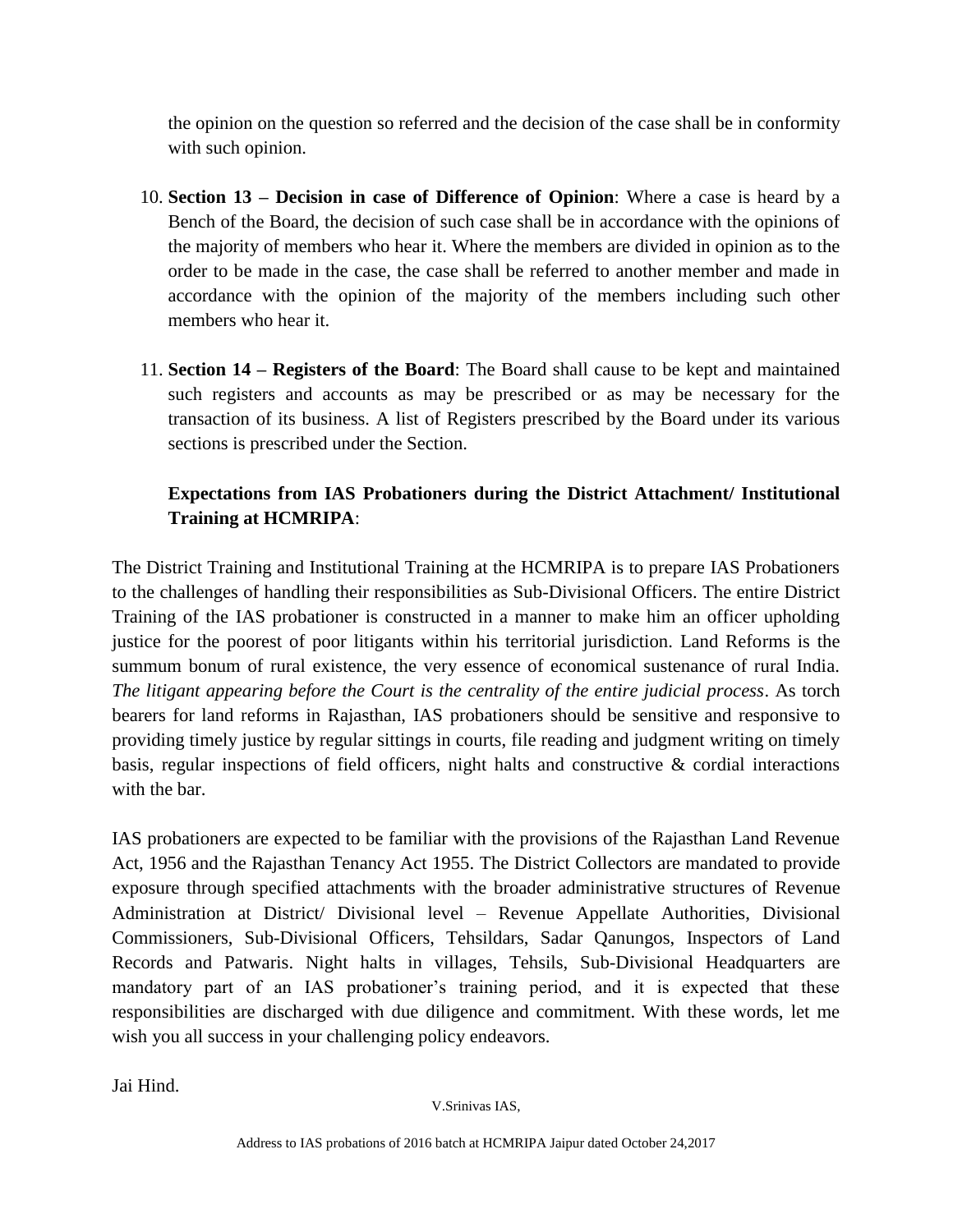the opinion on the question so referred and the decision of the case shall be in conformity with such opinion.

10. **Section 13 – Decision in case of Difference of Opinion**: Where a case is heard by a Bench of the Board, the decision of such case shall be in accordance with the opinions of the majority of members who hear it. Where the members are divided in opinion as to the order to be made in the case, the case shall be referred to another member and made in accordance with the opinion of the majority of the members including such other members who hear it.

11. **Section 14 – Registers of the Board**: The Board shall cause to be kept and maintained such registers and accounts as may be prescribed or as may be necessary for the transaction of its business. A list of Registers prescribed by the Board under its various sections is prescribed under the Section.

**Expectations from IAS Probationers during the District Attachment/ Institutional Training at HCMRIPA**:

The District Training and Institutional Training at the HCMRIPA is to prepare IAS Probationers to the challenges of handling their responsibilities as Sub-Divisional Officers. The entire District Training of the IAS probationer is constructed in a manner to make him an officer upholding justice for the poorest of poor litigants within his territorial jurisdiction. Land Reforms is the summum bonum of rural existence, the very essence of economical sustenance of rural India. *The litigant appearing before the Court is the centrality of the entire judicial process*. As torch bearers for land reforms in Rajasthan, IAS probationers should be sensitive and responsive to providing timely justice by regular sittings in courts, file reading and judgment writing on timely basis, regular inspections of field officers, night halts and constructive & cordial interactions with the bar.

IAS probationers are expected to be familiar with the provisions of the Rajasthan Land Revenue Act, 1956 and the Rajasthan Tenancy Act 1955. The District Collectors are mandated to provide exposure through specified attachments with the broader administrative structures of Revenue Administration at District/ Divisional level – Revenue Appellate Authorities, Divisional Commissioners, Sub-Divisional Officers, Tehsildars, Sadar Qanungos, Inspectors of Land Records and Patwaris. Night halts in villages, Tehsils, Sub-Divisional Headquarters are mandatory part of an IAS probationer's training period, and it is expected that these responsibilities are discharged with due diligence and commitment. With these words, let me wish you all success in your challenging policy endeavors.

Jai Hind.

V.Srinivas IAS,

Address to IAS probations of 2016 batch at HCMRIPA Jaipur dated October 24,2017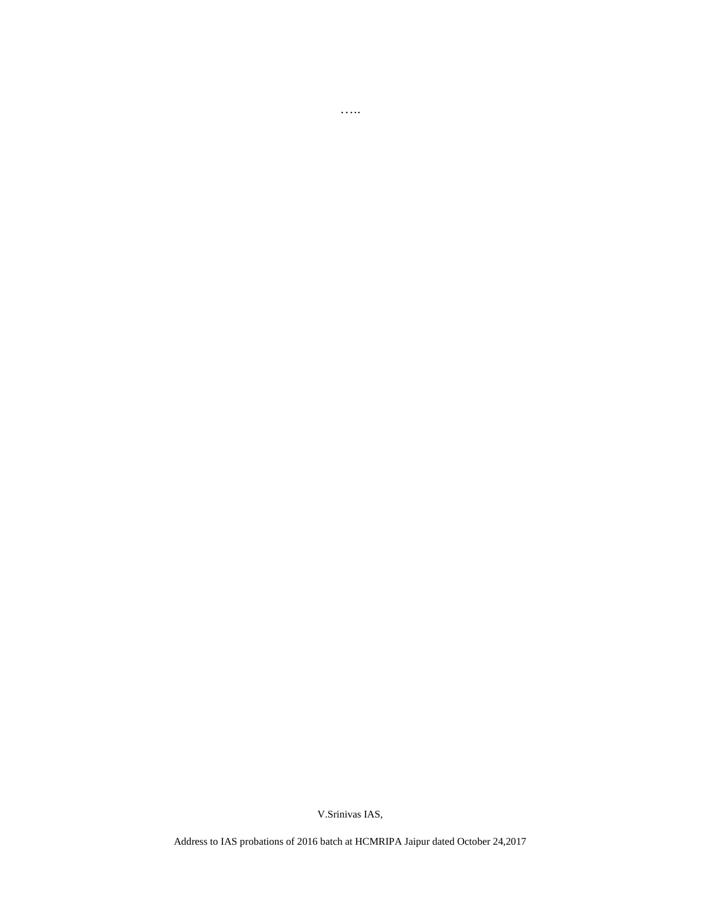…..

V.Srinivas IAS,

Address to IAS probations of 2016 batch at HCMRIPA Jaipur dated October 24,2017